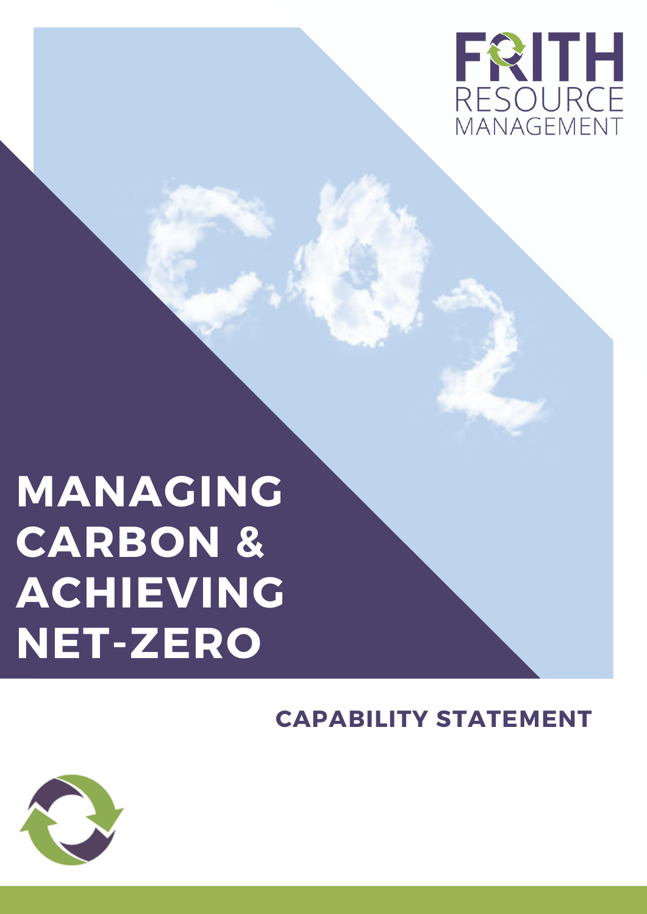FRITH RESOURCE MANAGEMENT

# MANAGING CARBON & ACHIEVING NET-ZERO

## CAPABILITY STATEMENT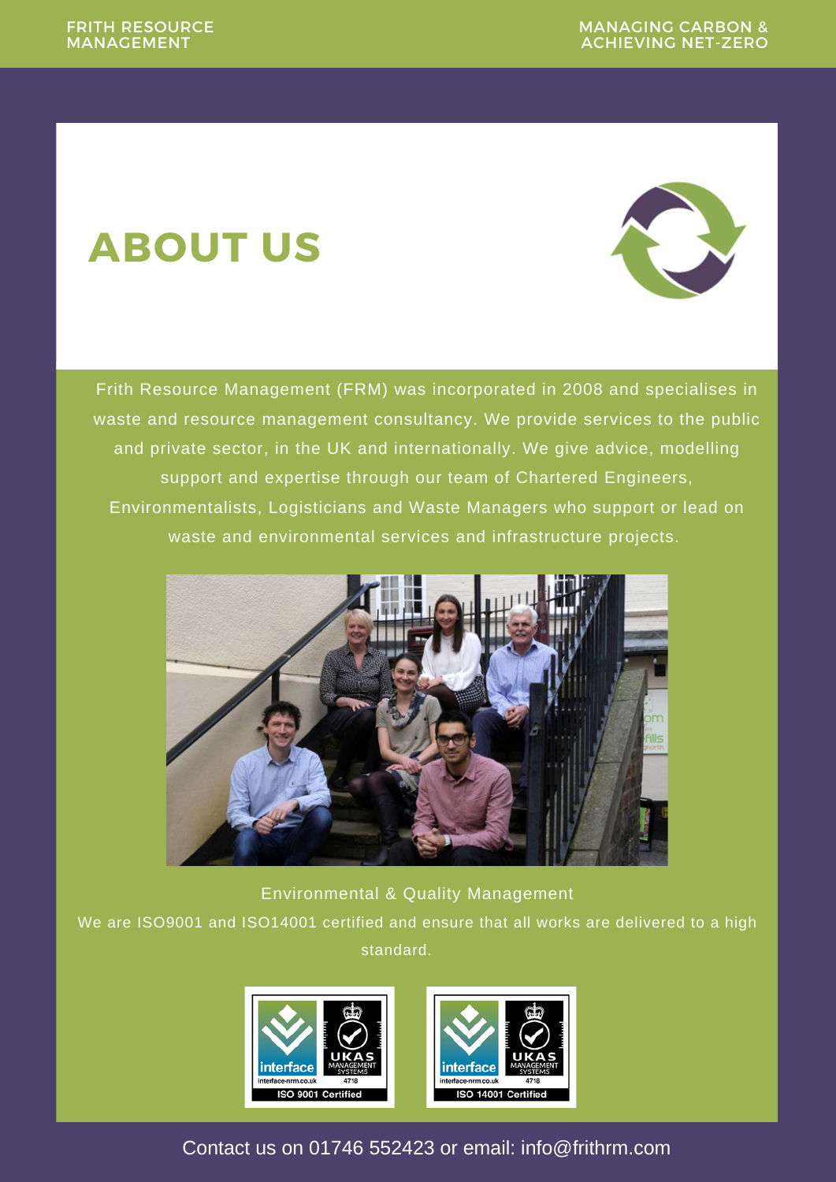# ABOUT US

Frith Resource Management (FRM) was incorporated in 2008 and specialises in waste and resource management consultancy. We provide services to the public and private sector, in the UK and internationally. We give advice, modelling support and expertise through our team of Chartered Engineers, Environmentalists, Logisticians and Waste Managers who support or lead on waste and environmental services and infrastructure projects.

Environmental & Quality Management

We are ISO9001 and ISO14001 certified and ensure that all works are delivered to a high standard.

Contact us on 01746 552423 or email: info@frithrm.com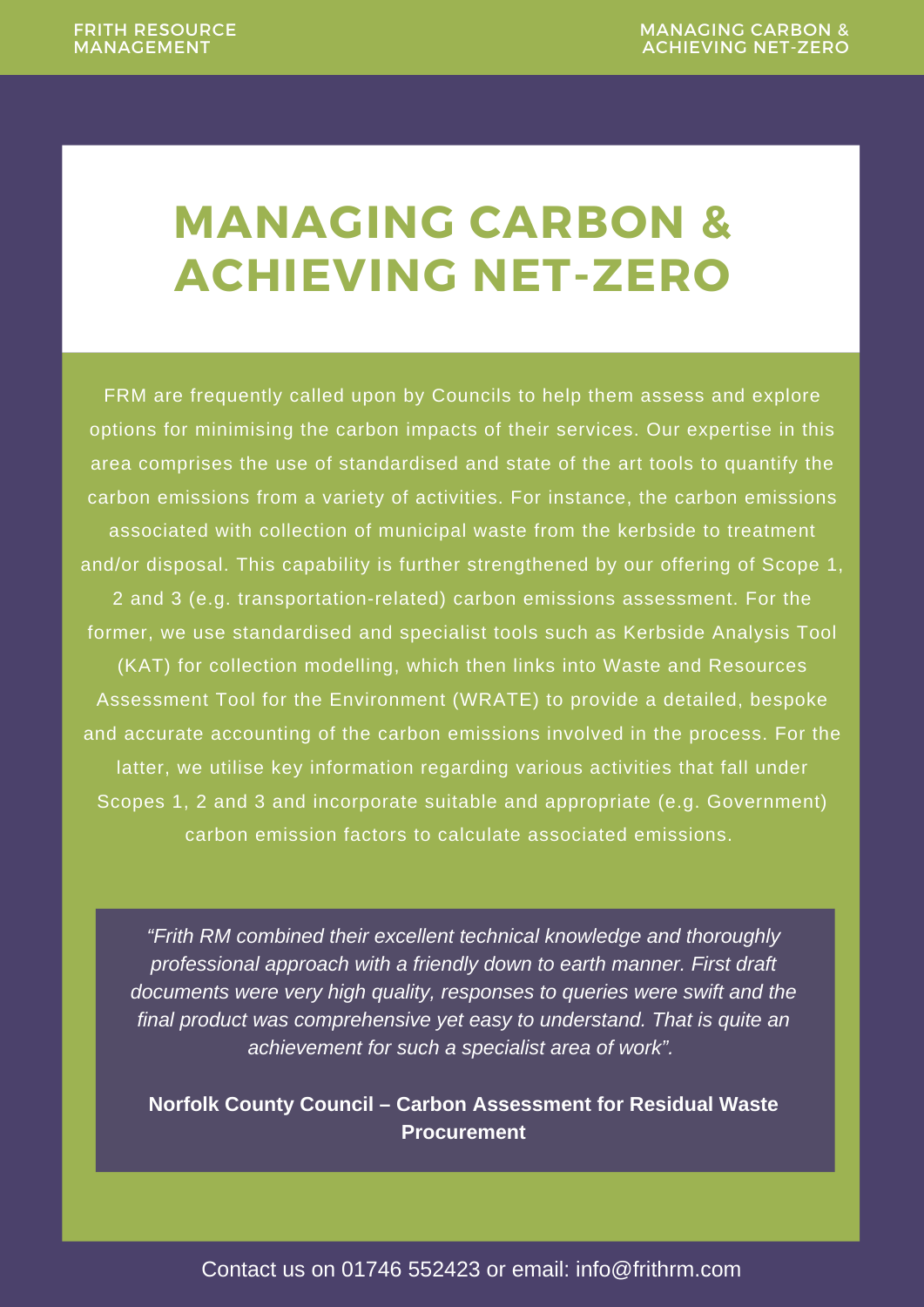# MANAGING CARBON & ACHIEVING NET-ZERO

FRM are frequently called upon by Councils to help them assess and explore options for minimising the carbon impacts of their services. Our expertise in this area comprises the use of standardised and state of the art tools to quantify the carbon emissions from a variety of activities. For instance, the carbon emissions associated with collection of municipal waste from the kerbside to treatment and/or disposal. This capability is further strengthened by our offering of Scope 1, 2 and 3 (e.g. transportation-related) carbon emissions assessment. For the former, we use standardised and specialist tools such as Kerbside Analysis Tool (KAT) for collection modelling, which then links into Waste and Resources Assessment Tool for the Environment (WRATE) to provide a detailed, bespoke and accurate accounting of the carbon emissions involved in the process. For the latter, we utilise key information regarding various activities that fall under Scopes 1, 2 and 3 and incorporate suitable and appropriate (e.g. Government) carbon emission factors to calculate associated emissions.

*"Frith RM combined their excellent technical knowledge and thoroughly professional approach with a friendly down to earth manner. First draft documents were very high quality, responses to queries were swift and the final product was comprehensive yet easy to understand. That is quite an achievement for such a specialist area of work".*

**Norfolk County Council – Carbon Assessment for Residual Waste Procurement**

Contact us on 01746 552423 or email: info@frithrm.com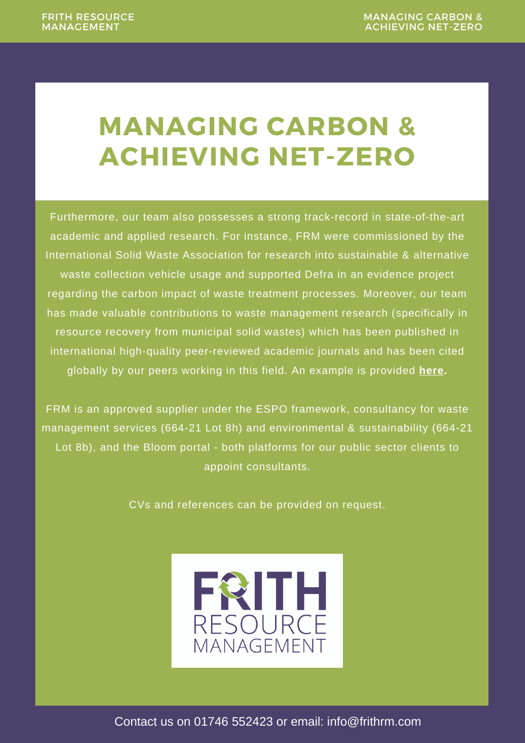# MANAGING CARBON & ACHIEVING NET-ZERO

Furthermore, our team also possesses a strong track-record in state-of-the-art academic and applied research. For instance, FRM were commissioned by the International Solid Waste Association for research into sustainable & alternative waste collection vehicle usage and supported Defra in an evidence project regarding the carbon impact of waste treatment processes. Moreover, our team has made valuable contributions to waste management research (specifically in resource recovery from municipal solid wastes) which has been published in international high-quality peer-reviewed academic journals and has been cited globally by our peers working in this field. An example is provided **here.**

FRM is an approved supplier under the ESPO framework, consultancy for waste management services (664-21 Lot 8h) and environmental & sustainability (664-21 Lot 8b), and the Bloom portal - both platforms for our public sector clients to appoint consultants.

CVs and references can be provided on request.

FRITH RESOURCE MANAGEMENT

Contact us on 01746 552423 or email: info@frithrm.com